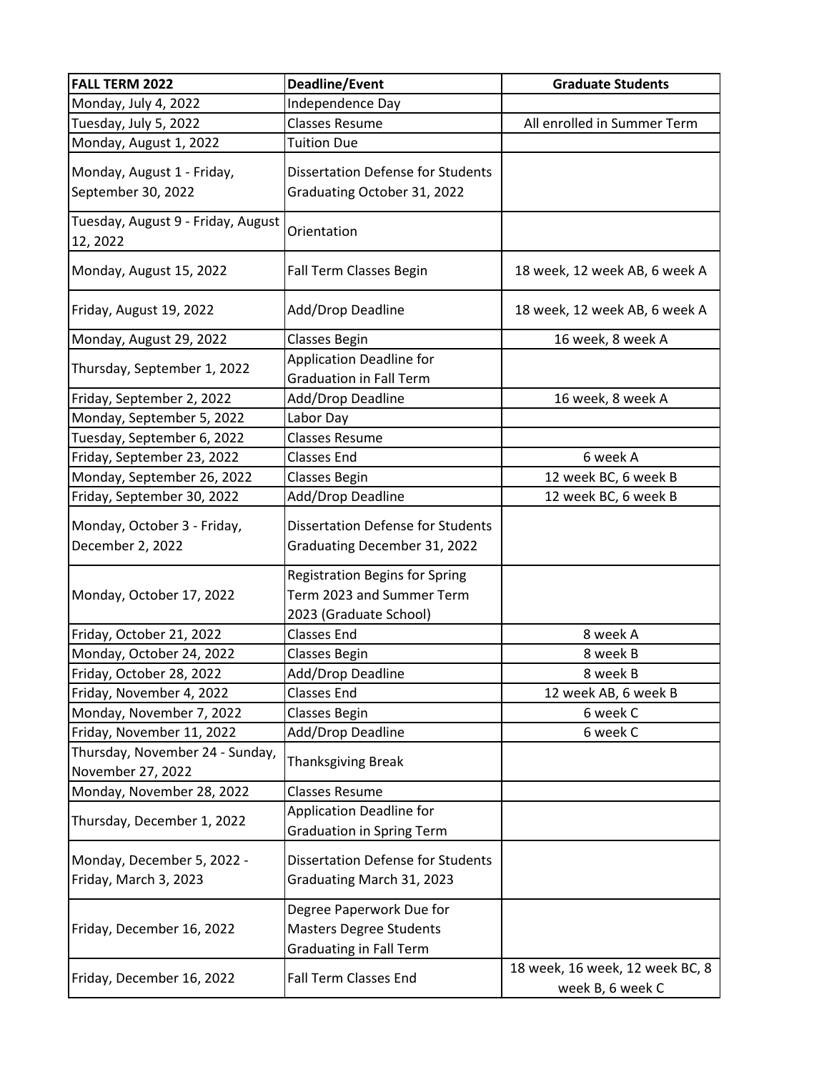| FALL TERM 2022 | Deadline/Event | Graduate Students |
|---|---|---|
| Monday, July 4, 2022 | Independence Day | |
| Tuesday, July 5, 2022 | Classes Resume | All enrolled in Summer Term |
| Monday, August 1, 2022 | Tuition Due | |
| Monday, August 1 - Friday, September 30, 2022 | Dissertation Defense for Students Graduating October 31, 2022 | |
| Tuesday, August 9 - Friday, August 12, 2022 | Orientation | |
| Monday, August 15, 2022 | Fall Term Classes Begin | 18 week, 12 week AB, 6 week A |
| Friday, August 19, 2022 | Add/Drop Deadline | 18 week, 12 week AB, 6 week A |
| Monday, August 29, 2022 | Classes Begin | 16 week, 8 week A |
| Thursday, September 1, 2022 | Application Deadline for Graduation in Fall Term | |
| Friday, September 2, 2022 | Add/Drop Deadline | 16 week, 8 week A |
| Monday, September 5, 2022 | Labor Day | |
| Tuesday, September 6, 2022 | Classes Resume | |
| Friday, September 23, 2022 | Classes End | 6 week A |
| Monday, September 26, 2022 | Classes Begin | 12 week BC, 6 week B |
| Friday, September 30, 2022 | Add/Drop Deadline | 12 week BC, 6 week B |
| Monday, October 3 - Friday, December 2, 2022 | Dissertation Defense for Students Graduating December 31, 2022 | |
| Monday, October 17, 2022 | Registration Begins for Spring Term 2023 and Summer Term 2023 (Graduate School) | |
| Friday, October 21, 2022 | Classes End | 8 week A |
| Monday, October 24, 2022 | Classes Begin | 8 week B |
| Friday, October 28, 2022 | Add/Drop Deadline | 8 week B |
| Friday, November 4, 2022 | Classes End | 12 week AB, 6 week B |
| Monday, November 7, 2022 | Classes Begin | 6 week C |
| Friday, November 11, 2022 | Add/Drop Deadline | 6 week C |
| Thursday, November 24 - Sunday, November 27, 2022 | Thanksgiving Break | |
| Monday, November 28, 2022 | Classes Resume | |
| Thursday, December 1, 2022 | Application Deadline for Graduation in Spring Term | |
| Monday, December 5, 2022 - Friday, March 3, 2023 | Dissertation Defense for Students Graduating March 31, 2023 | |
| Friday, December 16, 2022 | Degree Paperwork Due for Masters Degree Students Graduating in Fall Term | |
| Friday, December 16, 2022 | Fall Term Classes End | 18 week, 16 week, 12 week BC, 8 week B, 6 week C |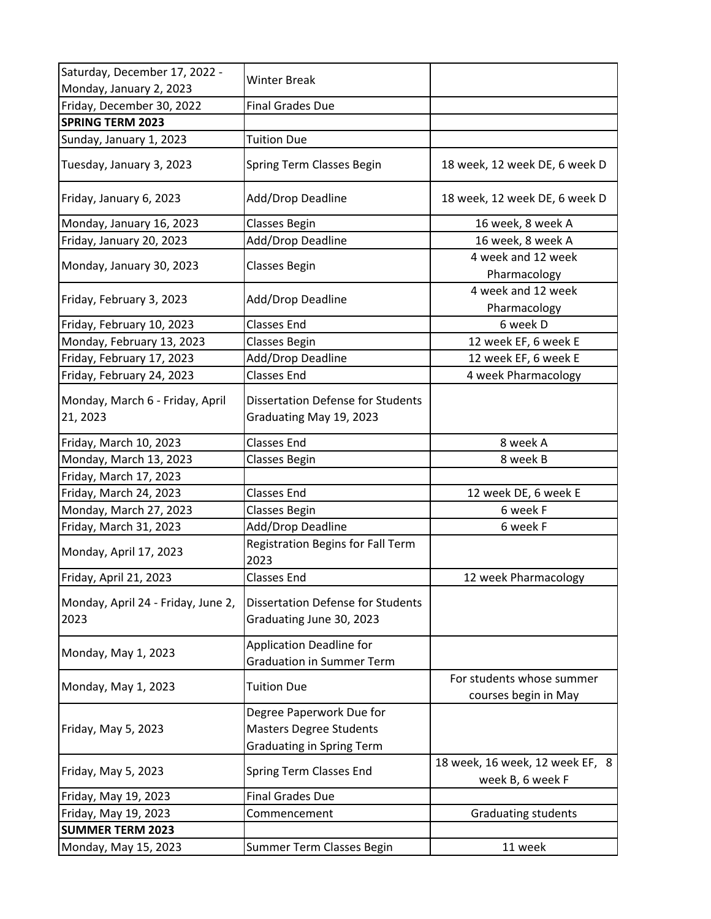| | | |
|---|---|---|
| Saturday, December 17, 2022 - Monday, January 2, 2023 | Winter Break | |
| Friday, December 30, 2022 | Final Grades Due | |
| **SPRING TERM 2023** | | |
| Sunday, January 1, 2023 | Tuition Due | |
| Tuesday, January 3, 2023 | Spring Term Classes Begin | 18 week, 12 week DE, 6 week D |
| Friday, January 6, 2023 | Add/Drop Deadline | 18 week, 12 week DE, 6 week D |
| Monday, January 16, 2023 | Classes Begin | 16 week, 8 week A |
| Friday, January 20, 2023 | Add/Drop Deadline | 16 week, 8 week A |
| Monday, January 30, 2023 | Classes Begin | 4 week and 12 week Pharmacology |
| Friday, February 3, 2023 | Add/Drop Deadline | 4 week and 12 week Pharmacology |
| Friday, February 10, 2023 | Classes End | 6 week D |
| Monday, February 13, 2023 | Classes Begin | 12 week EF, 6 week E |
| Friday, February 17, 2023 | Add/Drop Deadline | 12 week EF, 6 week E |
| Friday, February 24, 2023 | Classes End | 4 week Pharmacology |
| Monday, March 6 - Friday, April 21, 2023 | Dissertation Defense for Students Graduating May 19, 2023 | |
| Friday, March 10, 2023 | Classes End | 8 week A |
| Monday, March 13, 2023 | Classes Begin | 8 week B |
| Friday, March 17, 2023 | | |
| Friday, March 24, 2023 | Classes End | 12 week DE, 6 week E |
| Monday, March 27, 2023 | Classes Begin | 6 week F |
| Friday, March 31, 2023 | Add/Drop Deadline | 6 week F |
| Monday, April 17, 2023 | Registration Begins for Fall Term 2023 | |
| Friday, April 21, 2023 | Classes End | 12 week Pharmacology |
| Monday, April 24 - Friday, June 2, 2023 | Dissertation Defense for Students Graduating June 30, 2023 | |
| Monday, May 1, 2023 | Application Deadline for Graduation in Summer Term | |
| Monday, May 1, 2023 | Tuition Due | For students whose summer courses begin in May |
| Friday, May 5, 2023 | Degree Paperwork Due for Masters Degree Students Graduating in Spring Term | |
| Friday, May 5, 2023 | Spring Term Classes End | 18 week, 16 week, 12 week EF, 8 week B, 6 week F |
| Friday, May 19, 2023 | Final Grades Due | |
| Friday, May 19, 2023 | Commencement | Graduating students |
| **SUMMER TERM 2023** | | |
| Monday, May 15, 2023 | Summer Term Classes Begin | 11 week |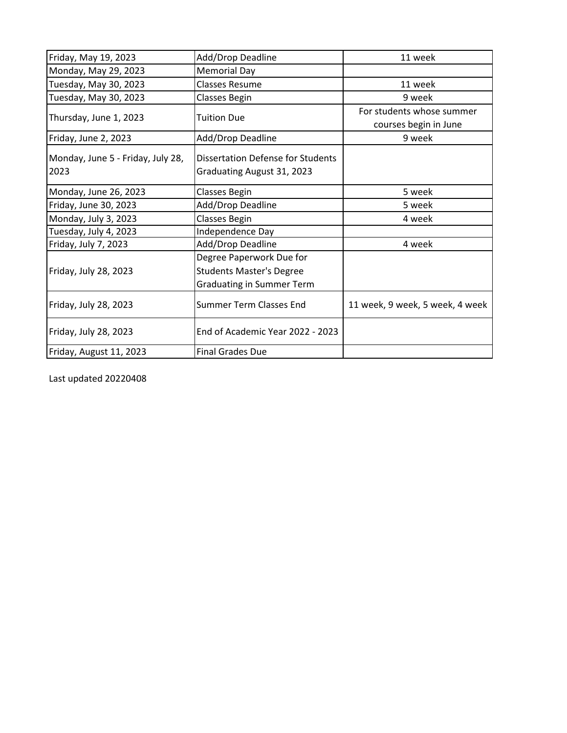| | | |
|---|---|---|
| Friday, May 19, 2023 | Add/Drop Deadline | 11 week |
| Monday, May 29, 2023 | Memorial Day | |
| Tuesday, May 30, 2023 | Classes Resume | 11 week |
| Tuesday, May 30, 2023 | Classes Begin | 9 week |
| Thursday, June 1, 2023 | Tuition Due | For students whose summer courses begin in June |
| Friday, June 2, 2023 | Add/Drop Deadline | 9 week |
| Monday, June 5 - Friday, July 28, 2023 | Dissertation Defense for Students Graduating August 31, 2023 | |
| Monday, June 26, 2023 | Classes Begin | 5 week |
| Friday, June 30, 2023 | Add/Drop Deadline | 5 week |
| Monday, July 3, 2023 | Classes Begin | 4 week |
| Tuesday, July 4, 2023 | Independence Day | |
| Friday, July 7, 2023 | Add/Drop Deadline | 4 week |
| Friday, July 28, 2023 | Degree Paperwork Due for Students Master's Degree Graduating in Summer Term | |
| Friday, July 28, 2023 | Summer Term Classes End | 11 week, 9 week, 5 week, 4 week |
| Friday, July 28, 2023 | End of Academic Year 2022 - 2023 | |
| Friday, August 11, 2023 | Final Grades Due | |

Last updated 20220408